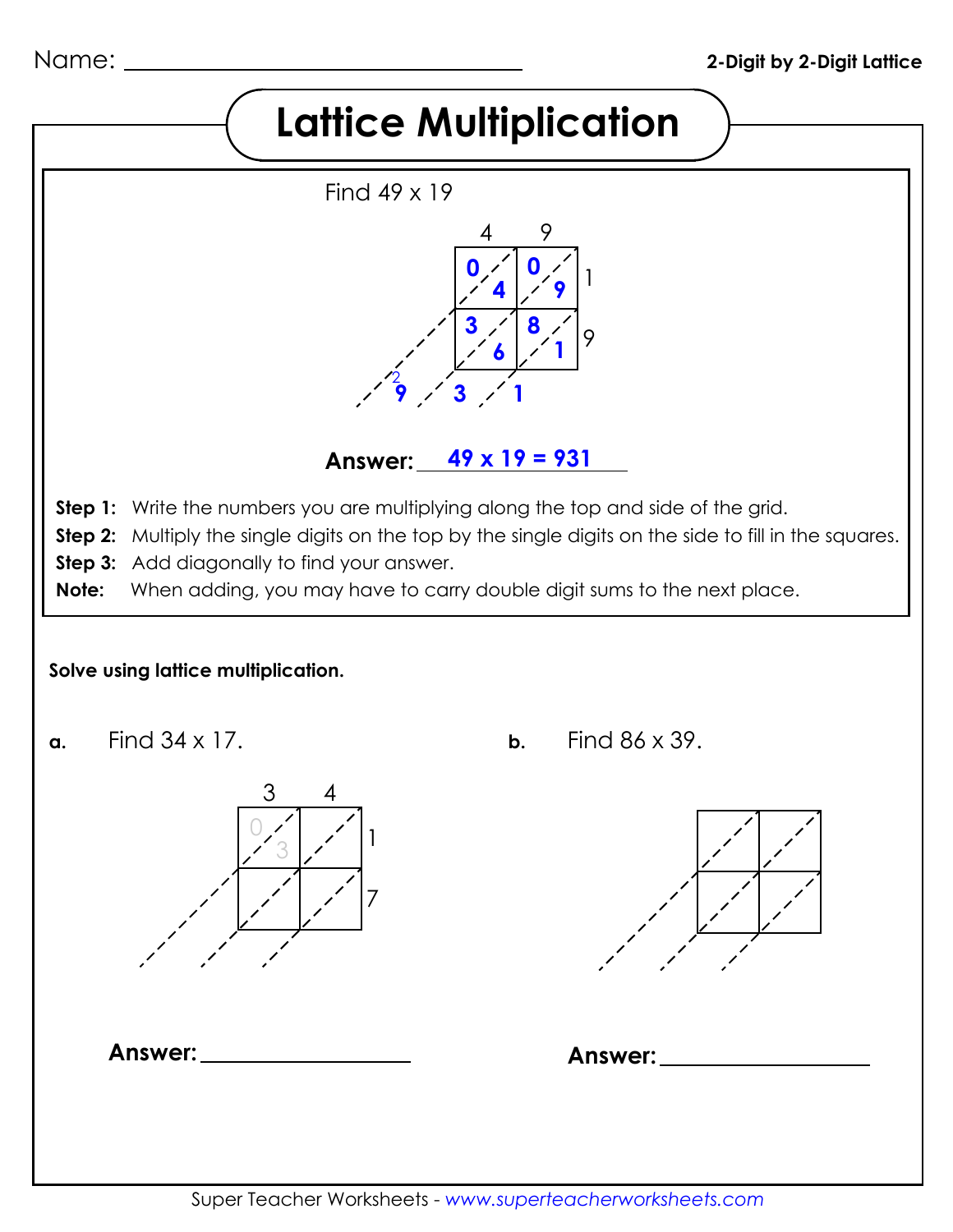Name: ____________________

**2-Digit by 2-Digit Lattice**

# Lattice Multiplication

Find 49 x 19

|  | 4 | 9 |  |
|---|---|---|---|
|  | 0 / 4 | 0 / 9 | 1 |
|  | 3 / 6 | 8 / 1 | 9 |
| 9 (carry 2) | 3 | 1 |  |

**Answer:** 49 x 19 = 931

**Step 1:** Write the numbers you are multiplying along the top and side of the grid.

**Step 2:** Multiply the single digits on the top by the single digits on the side to fill in the squares.

**Step 3:** Add diagonally to find your answer.

**Note:** When adding, you may have to carry double digit sums to the next place.

**Solve using lattice multiplication.**

**a.** Find 34 x 17.

|  | 3 | 4 |  |
|---|---|---|---|
|  | 0 / 3 |  | 1 |
|  |  |  | 7 |

**Answer:** ____________________

**b.** Find 86 x 39.

|  |  |
|---|---|
|  |  |
|  |  |

**Answer:** ____________________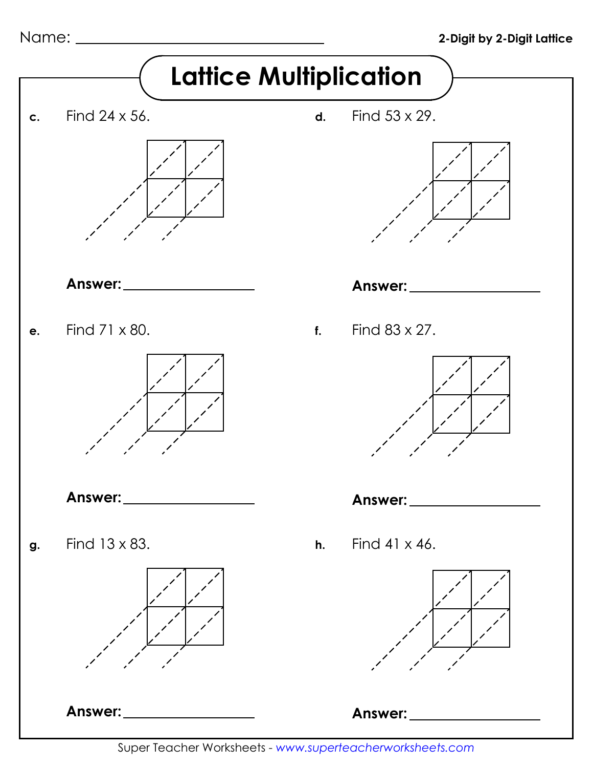Name: ______________________________

**2-Digit by 2-Digit Lattice**

# Lattice Multiplication

**c.** Find 24 x 56.

**Answer:** ________________

**d.** Find 53 x 29.

**Answer:** ________________

**e.** Find 71 x 80.

**Answer:** ________________

**f.** Find 83 x 27.

**Answer:** ________________

**g.** Find 13 x 83.

**Answer:** ________________

**h.** Find 41 x 46.

**Answer:** ________________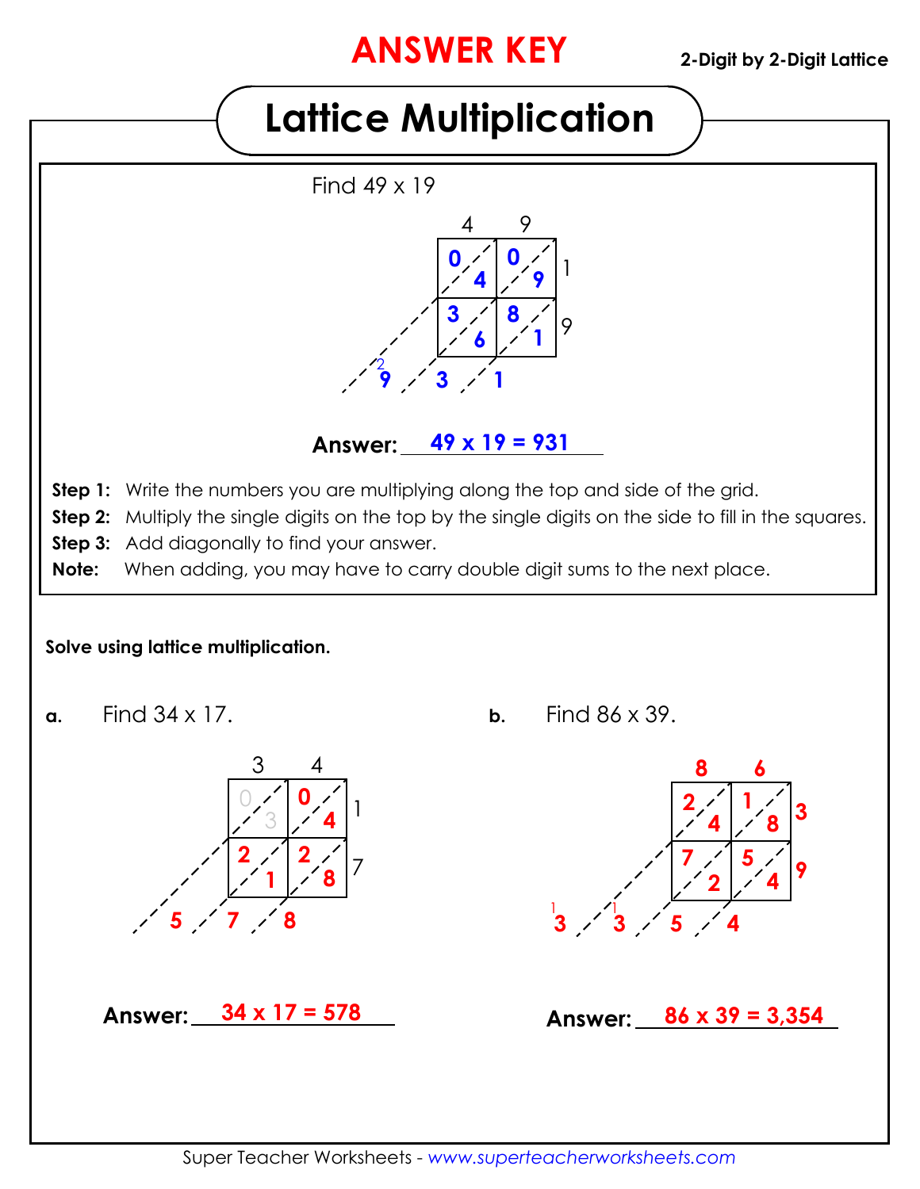**ANSWER KEY**

**2-Digit by 2-Digit Lattice**

# Lattice Multiplication

Find 49 x 19

| | 4 | 9 | |
|---|---|---|---|
| | 0 / 4 | 0 / 9 | 1 |
| | 3 / 6 | 8 / 1 | 9 |

Diagonal sums: 9 (carried 2), 3, 1

**Answer:** 49 x 19 = 931

**Step 1:** Write the numbers you are multiplying along the top and side of the grid.

**Step 2:** Multiply the single digits on the top by the single digits on the side to fill in the squares.

**Step 3:** Add diagonally to find your answer.

**Note:** When adding, you may have to carry double digit sums to the next place.

**Solve using lattice multiplication.**

**a.** Find 34 x 17.

| | 3 | 4 | |
|---|---|---|---|
| | 0 / 3 | 0 / 4 | 1 |
| | 2 / 1 | 2 / 8 | 7 |

Diagonal sums: 5, 7, 8

**Answer:** 34 x 17 = 578

**b.** Find 86 x 39.

| | 8 | 6 | |
|---|---|---|---|
| | 2 / 4 | 1 / 8 | 3 |
| | 7 / 2 | 5 / 4 | 9 |

Diagonal sums: 3 (carried 1), 3 (carried 1), 5, 4

**Answer:** 86 x 39 = 3,354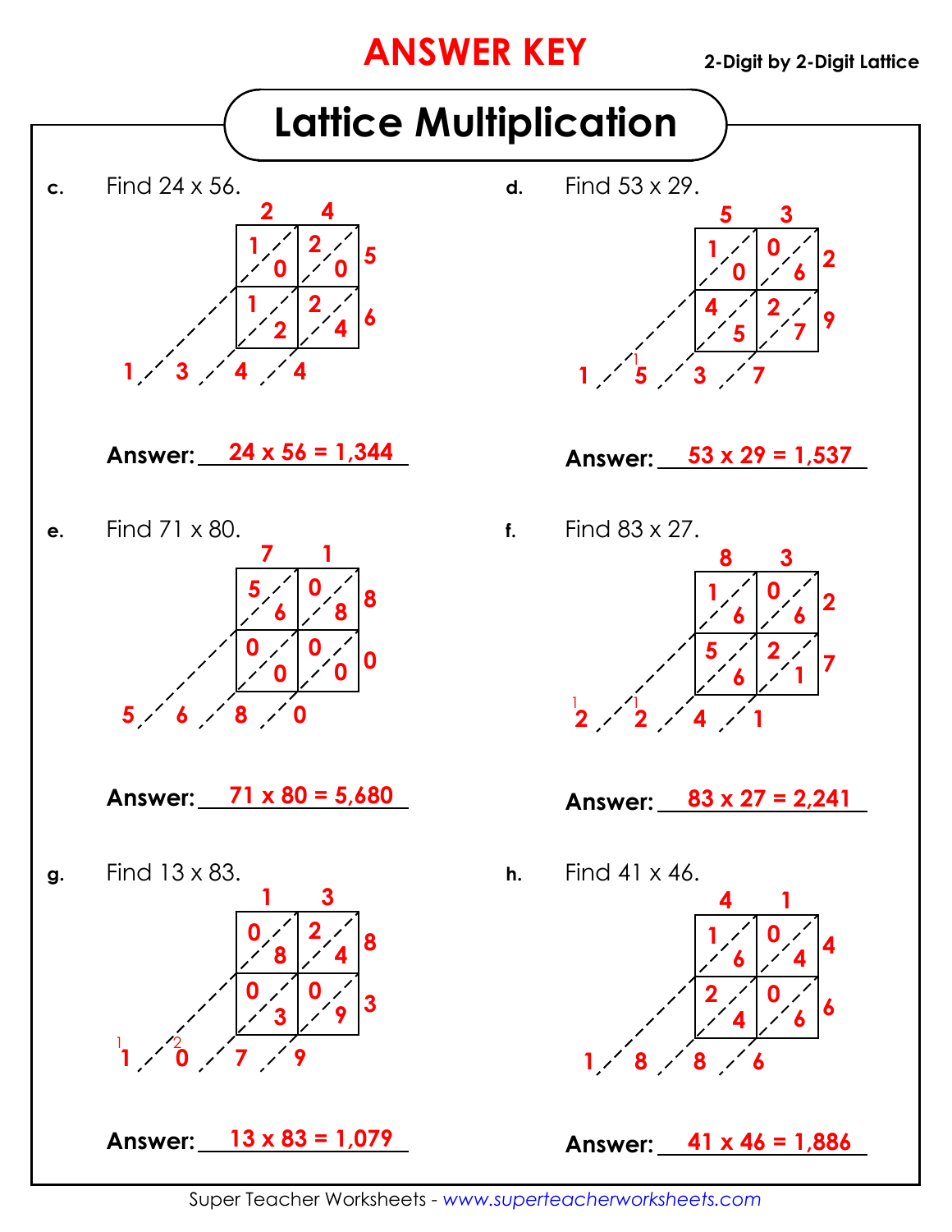# ANSWER KEY

2-Digit by 2-Digit Lattice

## Lattice Multiplication

**c.** Find 24 x 56.

| | 2 | 4 | |
|---|---|---|---|
| | 1/0 | 2/0 | 5 |
| | 1/2 | 2/4 | 6 |

1 3 4 4

**Answer:** 24 x 56 = 1,344

**d.** Find 53 x 29.

| | 5 | 3 | |
|---|---|---|---|
| | 1/0 | 0/6 | 2 |
| | 4/5 | 2/7 | 9 |

1 5 3 7 (carry 1)

**Answer:** 53 x 29 = 1,537

**e.** Find 71 x 80.

| | 7 | 1 | |
|---|---|---|---|
| | 5/6 | 0/8 | 8 |
| | 0/0 | 0/0 | 0 |

5 6 8 0

**Answer:** 71 x 80 = 5,680

**f.** Find 83 x 27.

| | 8 | 3 | |
|---|---|---|---|
| | 1/6 | 0/6 | 2 |
| | 5/6 | 2/1 | 7 |

2 2 4 1 (carries 1, 1)

**Answer:** 83 x 27 = 2,241

**g.** Find 13 x 83.

| | 1 | 3 | |
|---|---|---|---|
| | 0/8 | 2/4 | 8 |
| | 0/3 | 0/9 | 3 |

1 0 7 9 (carries 1, 2)

**Answer:** 13 x 83 = 1,079

**h.** Find 41 x 46.

| | 4 | 1 | |
|---|---|---|---|
| | 1/6 | 0/4 | 4 |
| | 2/4 | 0/6 | 6 |

1 8 8 6

**Answer:** 41 x 46 = 1,886